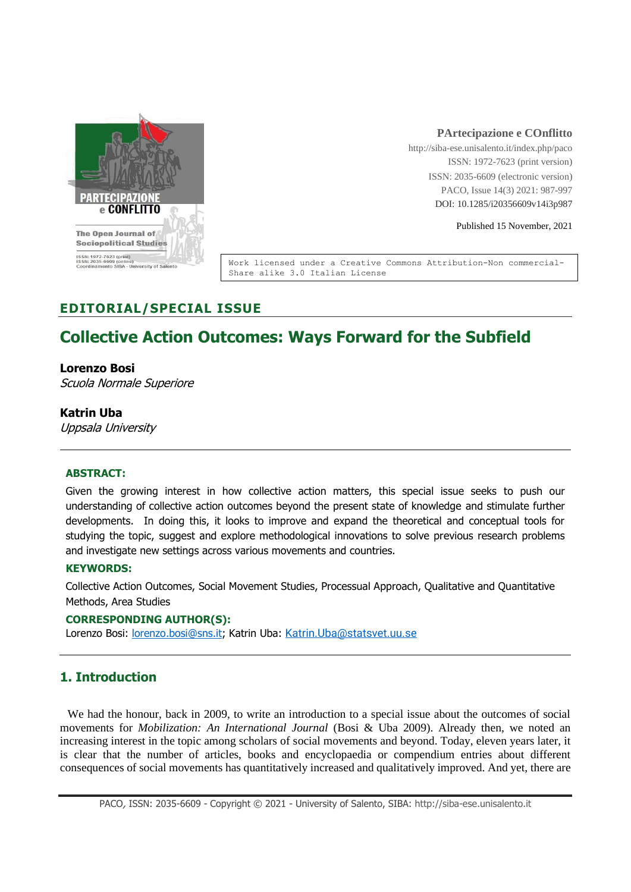PArtecipazione e COnflitto
http://siba-ese.unisalento.it/index.php/paco
ISSN: 1972-7623 (print version)
ISSN: 2035-6609 (electronic version)
PACO, Issue 14(3) 2021: 987-997
DOI: 10.1285/i20356609v14i3p987

Published 15 November, 2021

Work licensed under a Creative Commons Attribution-Non commercial-Share alike 3.0 Italian License

**EDITORIAL/SPECIAL ISSUE**

# Collective Action Outcomes: Ways Forward for the Subfield

**Lorenzo Bosi**
*Scuola Normale Superiore*

**Katrin Uba**
*Uppsala University*

**ABSTRACT:**

Given the growing interest in how collective action matters, this special issue seeks to push our understanding of collective action outcomes beyond the present state of knowledge and stimulate further developments. In doing this, it looks to improve and expand the theoretical and conceptual tools for studying the topic, suggest and explore methodological innovations to solve previous research problems and investigate new settings across various movements and countries.

**KEYWORDS:**

Collective Action Outcomes, Social Movement Studies, Processual Approach, Qualitative and Quantitative Methods, Area Studies

**CORRESPONDING AUTHOR(S):**

Lorenzo Bosi: lorenzo.bosi@sns.it; Katrin Uba: Katrin.Uba@statsvet.uu.se

## 1. Introduction

We had the honour, back in 2009, to write an introduction to a special issue about the outcomes of social movements for *Mobilization: An International Journal* (Bosi & Uba 2009). Already then, we noted an increasing interest in the topic among scholars of social movements and beyond. Today, eleven years later, it is clear that the number of articles, books and encyclopaedia or compendium entries about different consequences of social movements has quantitatively increased and qualitatively improved. And yet, there are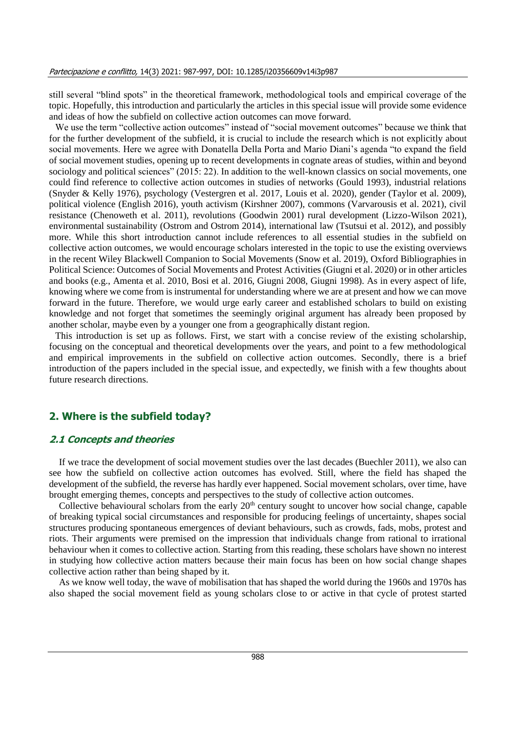still several "blind spots" in the theoretical framework, methodological tools and empirical coverage of the topic. Hopefully, this introduction and particularly the articles in this special issue will provide some evidence and ideas of how the subfield on collective action outcomes can move forward.

We use the term "collective action outcomes" instead of "social movement outcomes" because we think that for the further development of the subfield, it is crucial to include the research which is not explicitly about social movements. Here we agree with Donatella Della Porta and Mario Diani's agenda "to expand the field of social movement studies, opening up to recent developments in cognate areas of studies, within and beyond sociology and political sciences" (2015: 22). In addition to the well-known classics on social movements, one could find reference to collective action outcomes in studies of networks (Gould 1993), industrial relations (Snyder & Kelly 1976), psychology (Vestergren et al. 2017, Louis et al. 2020), gender (Taylor et al. 2009), political violence (English 2016), youth activism (Kirshner 2007), commons (Varvarousis et al. 2021), civil resistance (Chenoweth et al. 2011), revolutions (Goodwin 2001) rural development (Lizzo-Wilson 2021), environmental sustainability (Ostrom and Ostrom 2014), international law (Tsutsui et al. 2012), and possibly more. While this short introduction cannot include references to all essential studies in the subfield on collective action outcomes, we would encourage scholars interested in the topic to use the existing overviews in the recent Wiley Blackwell Companion to Social Movements (Snow et al. 2019), Oxford Bibliographies in Political Science: Outcomes of Social Movements and Protest Activities (Giugni et al. 2020) or in other articles and books (e.g., Amenta et al. 2010, Bosi et al. 2016, Giugni 2008, Giugni 1998). As in every aspect of life, knowing where we come from is instrumental for understanding where we are at present and how we can move forward in the future. Therefore, we would urge early career and established scholars to build on existing knowledge and not forget that sometimes the seemingly original argument has already been proposed by another scholar, maybe even by a younger one from a geographically distant region.

This introduction is set up as follows. First, we start with a concise review of the existing scholarship, focusing on the conceptual and theoretical developments over the years, and point to a few methodological and empirical improvements in the subfield on collective action outcomes. Secondly, there is a brief introduction of the papers included in the special issue, and expectedly, we finish with a few thoughts about future research directions.

## 2. Where is the subfield today?

### 2.1 Concepts and theories

If we trace the development of social movement studies over the last decades (Buechler 2011), we also can see how the subfield on collective action outcomes has evolved. Still, where the field has shaped the development of the subfield, the reverse has hardly ever happened. Social movement scholars, over time, have brought emerging themes, concepts and perspectives to the study of collective action outcomes.

Collective behavioural scholars from the early 20th century sought to uncover how social change, capable of breaking typical social circumstances and responsible for producing feelings of uncertainty, shapes social structures producing spontaneous emergences of deviant behaviours, such as crowds, fads, mobs, protest and riots. Their arguments were premised on the impression that individuals change from rational to irrational behaviour when it comes to collective action. Starting from this reading, these scholars have shown no interest in studying how collective action matters because their main focus has been on how social change shapes collective action rather than being shaped by it.

As we know well today, the wave of mobilisation that has shaped the world during the 1960s and 1970s has also shaped the social movement field as young scholars close to or active in that cycle of protest started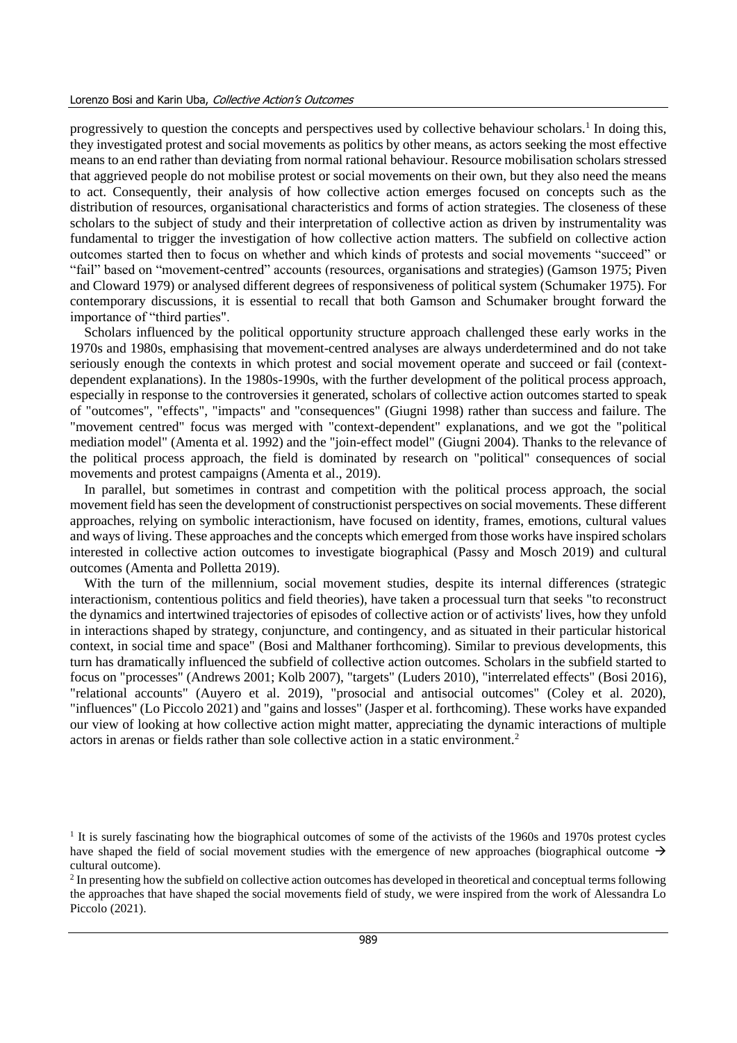progressively to question the concepts and perspectives used by collective behaviour scholars.[1] In doing this, they investigated protest and social movements as politics by other means, as actors seeking the most effective means to an end rather than deviating from normal rational behaviour. Resource mobilisation scholars stressed that aggrieved people do not mobilise protest or social movements on their own, but they also need the means to act. Consequently, their analysis of how collective action emerges focused on concepts such as the distribution of resources, organisational characteristics and forms of action strategies. The closeness of these scholars to the subject of study and their interpretation of collective action as driven by instrumentality was fundamental to trigger the investigation of how collective action matters. The subfield on collective action outcomes started then to focus on whether and which kinds of protests and social movements "succeed" or "fail" based on "movement-centred" accounts (resources, organisations and strategies) (Gamson 1975; Piven and Cloward 1979) or analysed different degrees of responsiveness of political system (Schumaker 1975). For contemporary discussions, it is essential to recall that both Gamson and Schumaker brought forward the importance of "third parties".

Scholars influenced by the political opportunity structure approach challenged these early works in the 1970s and 1980s, emphasising that movement-centred analyses are always underdetermined and do not take seriously enough the contexts in which protest and social movement operate and succeed or fail (context-dependent explanations). In the 1980s-1990s, with the further development of the political process approach, especially in response to the controversies it generated, scholars of collective action outcomes started to speak of "outcomes", "effects", "impacts" and "consequences" (Giugni 1998) rather than success and failure. The "movement centred" focus was merged with "context-dependent" explanations, and we got the "political mediation model" (Amenta et al. 1992) and the "join-effect model" (Giugni 2004). Thanks to the relevance of the political process approach, the field is dominated by research on "political" consequences of social movements and protest campaigns (Amenta et al., 2019).

In parallel, but sometimes in contrast and competition with the political process approach, the social movement field has seen the development of constructionist perspectives on social movements. These different approaches, relying on symbolic interactionism, have focused on identity, frames, emotions, cultural values and ways of living. These approaches and the concepts which emerged from those works have inspired scholars interested in collective action outcomes to investigate biographical (Passy and Mosch 2019) and cultural outcomes (Amenta and Polletta 2019).

With the turn of the millennium, social movement studies, despite its internal differences (strategic interactionism, contentious politics and field theories), have taken a processual turn that seeks "to reconstruct the dynamics and intertwined trajectories of episodes of collective action or of activists' lives, how they unfold in interactions shaped by strategy, conjuncture, and contingency, and as situated in their particular historical context, in social time and space" (Bosi and Malthaner forthcoming). Similar to previous developments, this turn has dramatically influenced the subfield of collective action outcomes. Scholars in the subfield started to focus on "processes" (Andrews 2001; Kolb 2007), "targets" (Luders 2010), "interrelated effects" (Bosi 2016), "relational accounts" (Auyero et al. 2019), "prosocial and antisocial outcomes" (Coley et al. 2020), "influences" (Lo Piccolo 2021) and "gains and losses" (Jasper et al. forthcoming). These works have expanded our view of looking at how collective action might matter, appreciating the dynamic interactions of multiple actors in arenas or fields rather than sole collective action in a static environment.[2]

---

[1] It is surely fascinating how the biographical outcomes of some of the activists of the 1960s and 1970s protest cycles have shaped the field of social movement studies with the emergence of new approaches (biographical outcome → cultural outcome).

[2] In presenting how the subfield on collective action outcomes has developed in theoretical and conceptual terms following the approaches that have shaped the social movements field of study, we were inspired from the work of Alessandra Lo Piccolo (2021).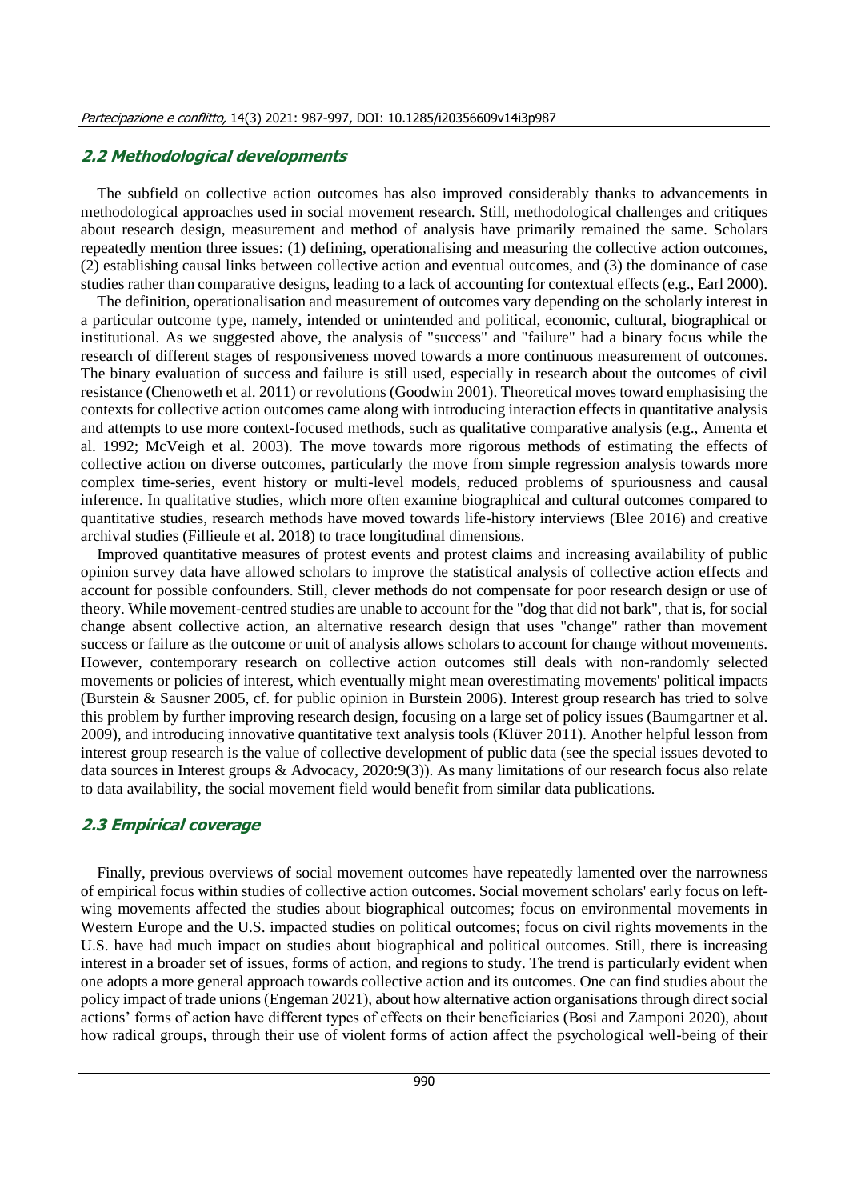### 2.2 Methodological developments

The subfield on collective action outcomes has also improved considerably thanks to advancements in methodological approaches used in social movement research. Still, methodological challenges and critiques about research design, measurement and method of analysis have primarily remained the same. Scholars repeatedly mention three issues: (1) defining, operationalising and measuring the collective action outcomes, (2) establishing causal links between collective action and eventual outcomes, and (3) the dominance of case studies rather than comparative designs, leading to a lack of accounting for contextual effects (e.g., Earl 2000).

The definition, operationalisation and measurement of outcomes vary depending on the scholarly interest in a particular outcome type, namely, intended or unintended and political, economic, cultural, biographical or institutional. As we suggested above, the analysis of "success" and "failure" had a binary focus while the research of different stages of responsiveness moved towards a more continuous measurement of outcomes. The binary evaluation of success and failure is still used, especially in research about the outcomes of civil resistance (Chenoweth et al. 2011) or revolutions (Goodwin 2001). Theoretical moves toward emphasising the contexts for collective action outcomes came along with introducing interaction effects in quantitative analysis and attempts to use more context-focused methods, such as qualitative comparative analysis (e.g., Amenta et al. 1992; McVeigh et al. 2003). The move towards more rigorous methods of estimating the effects of collective action on diverse outcomes, particularly the move from simple regression analysis towards more complex time-series, event history or multi-level models, reduced problems of spuriousness and causal inference. In qualitative studies, which more often examine biographical and cultural outcomes compared to quantitative studies, research methods have moved towards life-history interviews (Blee 2016) and creative archival studies (Fillieule et al. 2018) to trace longitudinal dimensions.

Improved quantitative measures of protest events and protest claims and increasing availability of public opinion survey data have allowed scholars to improve the statistical analysis of collective action effects and account for possible confounders. Still, clever methods do not compensate for poor research design or use of theory. While movement-centred studies are unable to account for the "dog that did not bark", that is, for social change absent collective action, an alternative research design that uses "change" rather than movement success or failure as the outcome or unit of analysis allows scholars to account for change without movements. However, contemporary research on collective action outcomes still deals with non-randomly selected movements or policies of interest, which eventually might mean overestimating movements' political impacts (Burstein & Sausner 2005, cf. for public opinion in Burstein 2006). Interest group research has tried to solve this problem by further improving research design, focusing on a large set of policy issues (Baumgartner et al. 2009), and introducing innovative quantitative text analysis tools (Klüver 2011). Another helpful lesson from interest group research is the value of collective development of public data (see the special issues devoted to data sources in Interest groups & Advocacy, 2020:9(3)). As many limitations of our research focus also relate to data availability, the social movement field would benefit from similar data publications.

### 2.3 Empirical coverage

Finally, previous overviews of social movement outcomes have repeatedly lamented over the narrowness of empirical focus within studies of collective action outcomes. Social movement scholars' early focus on left-wing movements affected the studies about biographical outcomes; focus on environmental movements in Western Europe and the U.S. impacted studies on political outcomes; focus on civil rights movements in the U.S. have had much impact on studies about biographical and political outcomes. Still, there is increasing interest in a broader set of issues, forms of action, and regions to study. The trend is particularly evident when one adopts a more general approach towards collective action and its outcomes. One can find studies about the policy impact of trade unions (Engeman 2021), about how alternative action organisations through direct social actions' forms of action have different types of effects on their beneficiaries (Bosi and Zamponi 2020), about how radical groups, through their use of violent forms of action affect the psychological well-being of their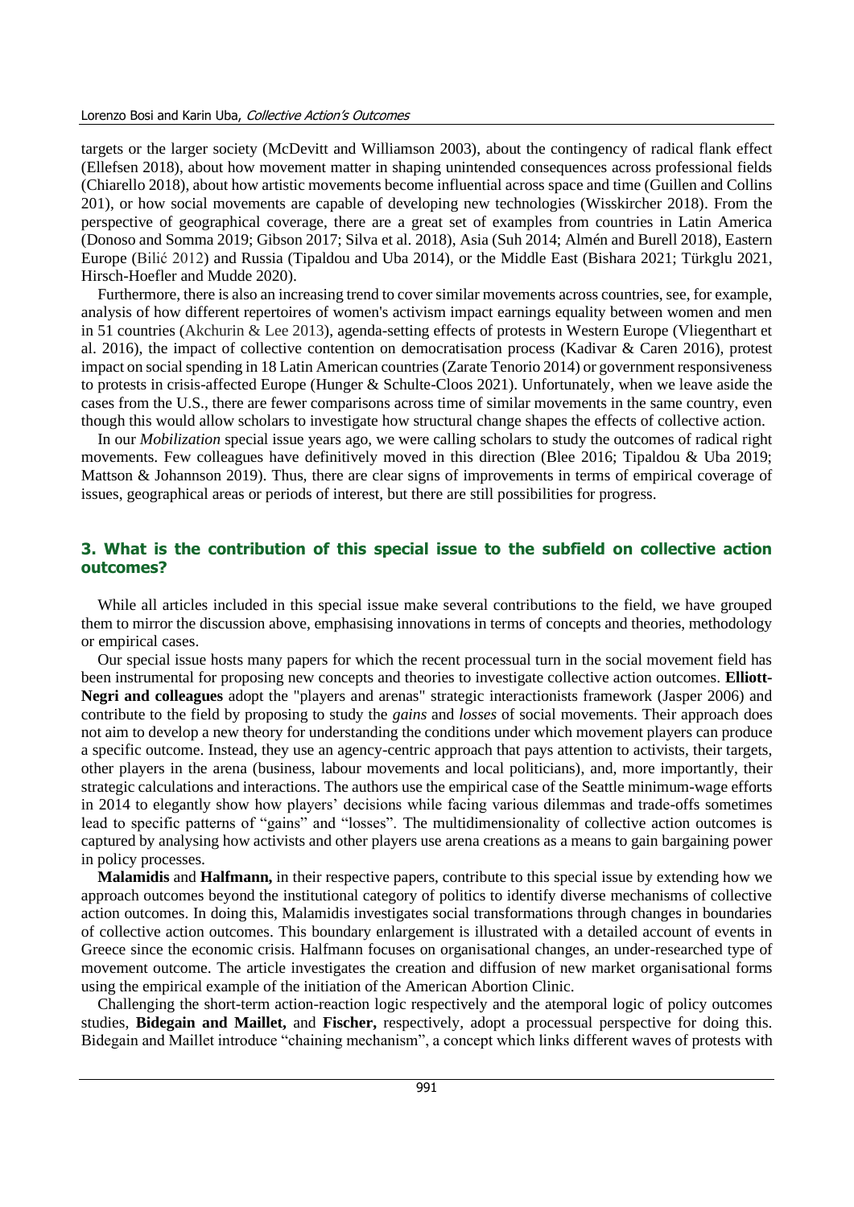targets or the larger society (McDevitt and Williamson 2003), about the contingency of radical flank effect (Ellefsen 2018), about how movement matter in shaping unintended consequences across professional fields (Chiarello 2018), about how artistic movements become influential across space and time (Guillen and Collins 201), or how social movements are capable of developing new technologies (Wisskircher 2018). From the perspective of geographical coverage, there are a great set of examples from countries in Latin America (Donoso and Somma 2019; Gibson 2017; Silva et al. 2018), Asia (Suh 2014; Almén and Burell 2018), Eastern Europe (Bilić 2012) and Russia (Tipaldou and Uba 2014), or the Middle East (Bishara 2021; Türkglu 2021, Hirsch-Hoefler and Mudde 2020).

Furthermore, there is also an increasing trend to cover similar movements across countries, see, for example, analysis of how different repertoires of women's activism impact earnings equality between women and men in 51 countries (Akchurin & Lee 2013), agenda-setting effects of protests in Western Europe (Vliegenthart et al. 2016), the impact of collective contention on democratisation process (Kadivar & Caren 2016), protest impact on social spending in 18 Latin American countries (Zarate Tenorio 2014) or government responsiveness to protests in crisis-affected Europe (Hunger & Schulte-Cloos 2021). Unfortunately, when we leave aside the cases from the U.S., there are fewer comparisons across time of similar movements in the same country, even though this would allow scholars to investigate how structural change shapes the effects of collective action.

In our *Mobilization* special issue years ago, we were calling scholars to study the outcomes of radical right movements. Few colleagues have definitively moved in this direction (Blee 2016; Tipaldou & Uba 2019; Mattson & Johannson 2019). Thus, there are clear signs of improvements in terms of empirical coverage of issues, geographical areas or periods of interest, but there are still possibilities for progress.

## 3. What is the contribution of this special issue to the subfield on collective action outcomes?

While all articles included in this special issue make several contributions to the field, we have grouped them to mirror the discussion above, emphasising innovations in terms of concepts and theories, methodology or empirical cases.

Our special issue hosts many papers for which the recent processual turn in the social movement field has been instrumental for proposing new concepts and theories to investigate collective action outcomes. **Elliott-Negri and colleagues** adopt the "players and arenas" strategic interactionists framework (Jasper 2006) and contribute to the field by proposing to study the *gains* and *losses* of social movements. Their approach does not aim to develop a new theory for understanding the conditions under which movement players can produce a specific outcome. Instead, they use an agency-centric approach that pays attention to activists, their targets, other players in the arena (business, labour movements and local politicians), and, more importantly, their strategic calculations and interactions. The authors use the empirical case of the Seattle minimum-wage efforts in 2014 to elegantly show how players' decisions while facing various dilemmas and trade-offs sometimes lead to specific patterns of "gains" and "losses". The multidimensionality of collective action outcomes is captured by analysing how activists and other players use arena creations as a means to gain bargaining power in policy processes.

**Malamidis** and **Halfmann,** in their respective papers, contribute to this special issue by extending how we approach outcomes beyond the institutional category of politics to identify diverse mechanisms of collective action outcomes. In doing this, Malamidis investigates social transformations through changes in boundaries of collective action outcomes. This boundary enlargement is illustrated with a detailed account of events in Greece since the economic crisis. Halfmann focuses on organisational changes, an under-researched type of movement outcome. The article investigates the creation and diffusion of new market organisational forms using the empirical example of the initiation of the American Abortion Clinic.

Challenging the short-term action-reaction logic respectively and the atemporal logic of policy outcomes studies, **Bidegain and Maillet,** and **Fischer,** respectively, adopt a processual perspective for doing this. Bidegain and Maillet introduce "chaining mechanism", a concept which links different waves of protests with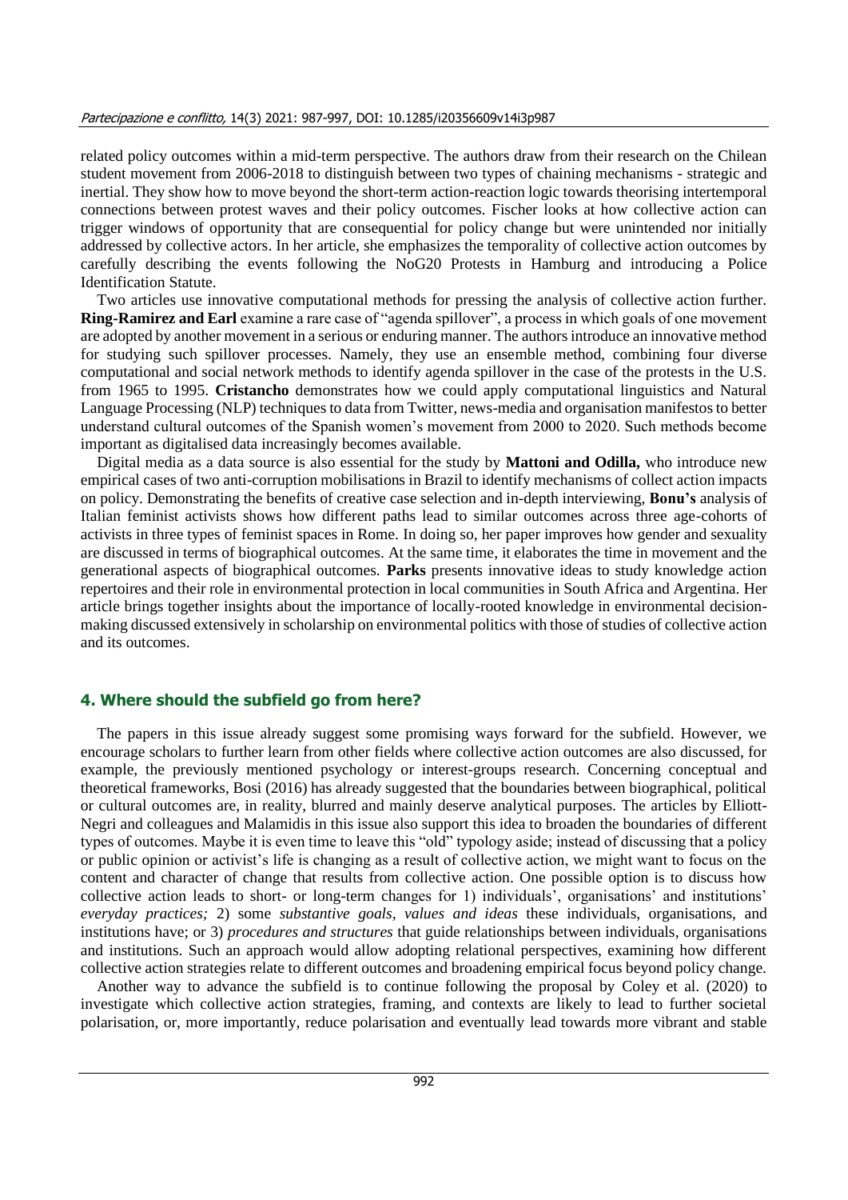related policy outcomes within a mid-term perspective. The authors draw from their research on the Chilean student movement from 2006-2018 to distinguish between two types of chaining mechanisms - strategic and inertial. They show how to move beyond the short-term action-reaction logic towards theorising intertemporal connections between protest waves and their policy outcomes. Fischer looks at how collective action can trigger windows of opportunity that are consequential for policy change but were unintended nor initially addressed by collective actors. In her article, she emphasizes the temporality of collective action outcomes by carefully describing the events following the NoG20 Protests in Hamburg and introducing a Police Identification Statute.

Two articles use innovative computational methods for pressing the analysis of collective action further. **Ring-Ramirez and Earl** examine a rare case of "agenda spillover", a process in which goals of one movement are adopted by another movement in a serious or enduring manner. The authors introduce an innovative method for studying such spillover processes. Namely, they use an ensemble method, combining four diverse computational and social network methods to identify agenda spillover in the case of the protests in the U.S. from 1965 to 1995. **Cristancho** demonstrates how we could apply computational linguistics and Natural Language Processing (NLP) techniques to data from Twitter, news-media and organisation manifestos to better understand cultural outcomes of the Spanish women's movement from 2000 to 2020. Such methods become important as digitalised data increasingly becomes available.

Digital media as a data source is also essential for the study by **Mattoni and Odilla,** who introduce new empirical cases of two anti-corruption mobilisations in Brazil to identify mechanisms of collect action impacts on policy. Demonstrating the benefits of creative case selection and in-depth interviewing, **Bonu's** analysis of Italian feminist activists shows how different paths lead to similar outcomes across three age-cohorts of activists in three types of feminist spaces in Rome. In doing so, her paper improves how gender and sexuality are discussed in terms of biographical outcomes. At the same time, it elaborates the time in movement and the generational aspects of biographical outcomes. **Parks** presents innovative ideas to study knowledge action repertoires and their role in environmental protection in local communities in South Africa and Argentina. Her article brings together insights about the importance of locally-rooted knowledge in environmental decision-making discussed extensively in scholarship on environmental politics with those of studies of collective action and its outcomes.

## 4. Where should the subfield go from here?

The papers in this issue already suggest some promising ways forward for the subfield. However, we encourage scholars to further learn from other fields where collective action outcomes are also discussed, for example, the previously mentioned psychology or interest-groups research. Concerning conceptual and theoretical frameworks, Bosi (2016) has already suggested that the boundaries between biographical, political or cultural outcomes are, in reality, blurred and mainly deserve analytical purposes. The articles by Elliott-Negri and colleagues and Malamidis in this issue also support this idea to broaden the boundaries of different types of outcomes. Maybe it is even time to leave this "old" typology aside; instead of discussing that a policy or public opinion or activist's life is changing as a result of collective action, we might want to focus on the content and character of change that results from collective action. One possible option is to discuss how collective action leads to short- or long-term changes for 1) individuals', organisations' and institutions' *everyday practices;* 2) some *substantive goals, values and ideas* these individuals, organisations, and institutions have; or 3) *procedures and structures* that guide relationships between individuals, organisations and institutions. Such an approach would allow adopting relational perspectives, examining how different collective action strategies relate to different outcomes and broadening empirical focus beyond policy change.

Another way to advance the subfield is to continue following the proposal by Coley et al. (2020) to investigate which collective action strategies, framing, and contexts are likely to lead to further societal polarisation, or, more importantly, reduce polarisation and eventually lead towards more vibrant and stable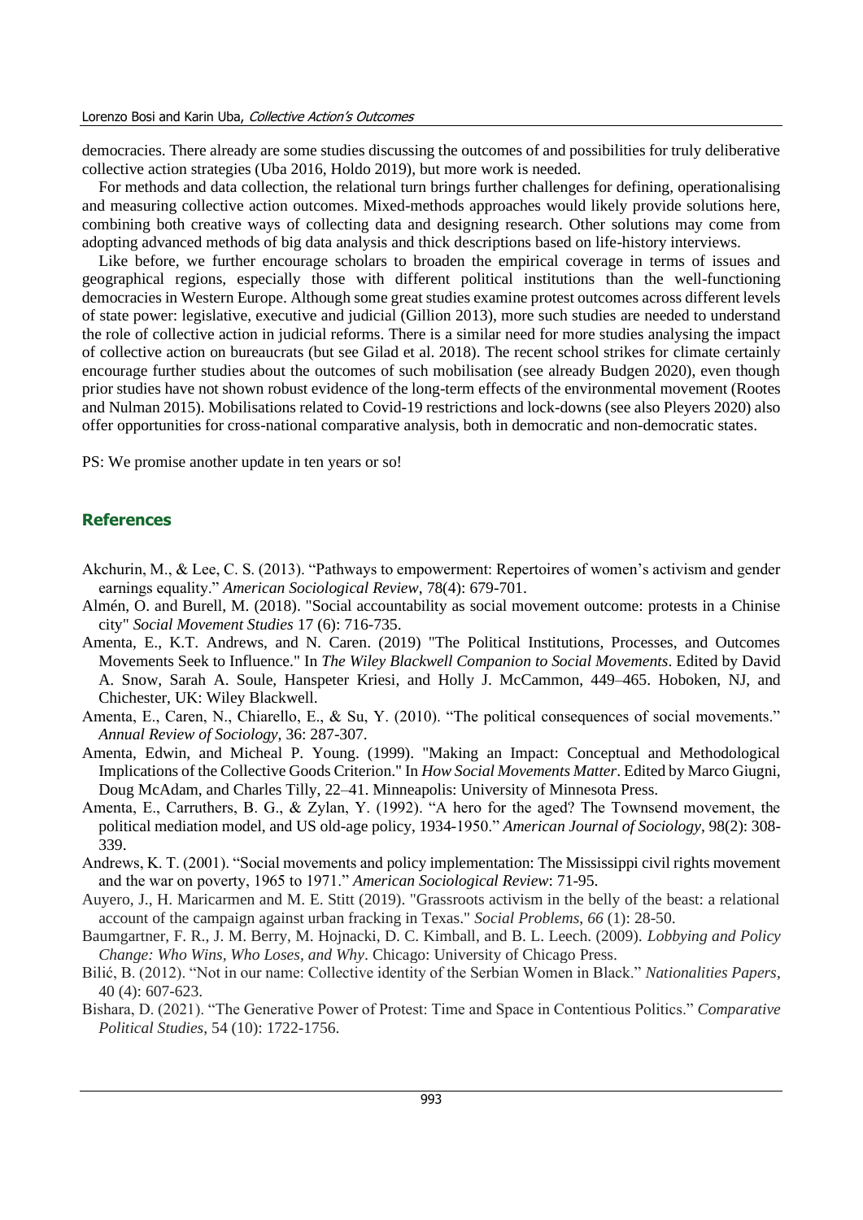democracies. There already are some studies discussing the outcomes of and possibilities for truly deliberative collective action strategies (Uba 2016, Holdo 2019), but more work is needed.

For methods and data collection, the relational turn brings further challenges for defining, operationalising and measuring collective action outcomes. Mixed-methods approaches would likely provide solutions here, combining both creative ways of collecting data and designing research. Other solutions may come from adopting advanced methods of big data analysis and thick descriptions based on life-history interviews.

Like before, we further encourage scholars to broaden the empirical coverage in terms of issues and geographical regions, especially those with different political institutions than the well-functioning democracies in Western Europe. Although some great studies examine protest outcomes across different levels of state power: legislative, executive and judicial (Gillion 2013), more such studies are needed to understand the role of collective action in judicial reforms. There is a similar need for more studies analysing the impact of collective action on bureaucrats (but see Gilad et al. 2018). The recent school strikes for climate certainly encourage further studies about the outcomes of such mobilisation (see already Budgen 2020), even though prior studies have not shown robust evidence of the long-term effects of the environmental movement (Rootes and Nulman 2015). Mobilisations related to Covid-19 restrictions and lock-downs (see also Pleyers 2020) also offer opportunities for cross-national comparative analysis, both in democratic and non-democratic states.

PS: We promise another update in ten years or so!

## References

Akchurin, M., & Lee, C. S. (2013). "Pathways to empowerment: Repertoires of women's activism and gender earnings equality." *American Sociological Review*, 78(4): 679-701.

Almén, O. and Burell, M. (2018). "Social accountability as social movement outcome: protests in a Chinise city" *Social Movement Studies* 17 (6): 716-735.

Amenta, E., K.T. Andrews, and N. Caren. (2019) "The Political Institutions, Processes, and Outcomes Movements Seek to Influence." In *The Wiley Blackwell Companion to Social Movements*. Edited by David A. Snow, Sarah A. Soule, Hanspeter Kriesi, and Holly J. McCammon, 449–465. Hoboken, NJ, and Chichester, UK: Wiley Blackwell.

Amenta, E., Caren, N., Chiarello, E., & Su, Y. (2010). "The political consequences of social movements." *Annual Review of Sociology*, 36: 287-307.

Amenta, Edwin, and Micheal P. Young. (1999). "Making an Impact: Conceptual and Methodological Implications of the Collective Goods Criterion." In *How Social Movements Matter*. Edited by Marco Giugni, Doug McAdam, and Charles Tilly, 22–41. Minneapolis: University of Minnesota Press.

Amenta, E., Carruthers, B. G., & Zylan, Y. (1992). "A hero for the aged? The Townsend movement, the political mediation model, and US old-age policy, 1934-1950." *American Journal of Sociology*, 98(2): 308-339.

Andrews, K. T. (2001). "Social movements and policy implementation: The Mississippi civil rights movement and the war on poverty, 1965 to 1971." *American Sociological Review*: 71-95.

Auyero, J., H. Maricarmen and M. E. Stitt (2019). "Grassroots activism in the belly of the beast: a relational account of the campaign against urban fracking in Texas." *Social Problems, 66* (1): 28-50.

Baumgartner, F. R., J. M. Berry, M. Hojnacki, D. C. Kimball, and B. L. Leech. (2009). *Lobbying and Policy Change: Who Wins, Who Loses, and Why*. Chicago: University of Chicago Press.

Bilić, B. (2012). "Not in our name: Collective identity of the Serbian Women in Black." *Nationalities Papers*, 40 (4): 607-623.

Bishara, D. (2021). "The Generative Power of Protest: Time and Space in Contentious Politics." *Comparative Political Studies*, 54 (10): 1722-1756.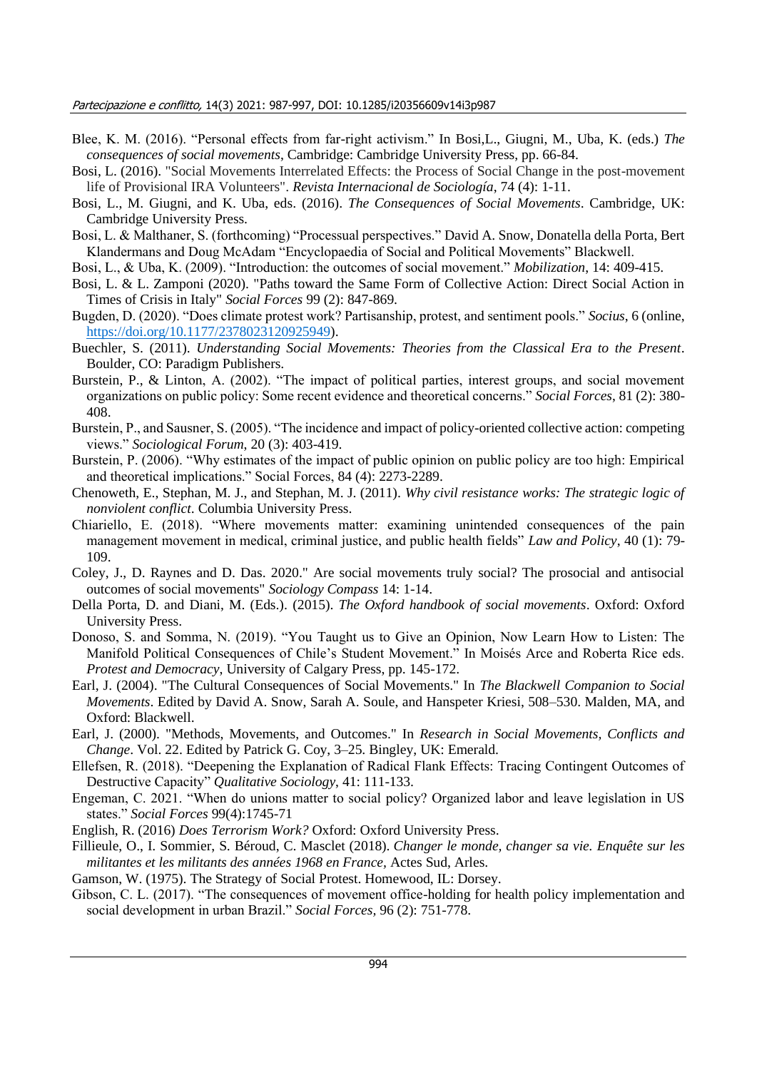Blee, K. M. (2016). "Personal effects from far-right activism." In Bosi,L., Giugni, M., Uba, K. (eds.) *The consequences of social movements*, Cambridge: Cambridge University Press, pp. 66-84.

Bosi, L. (2016). "Social Movements Interrelated Effects: the Process of Social Change in the post-movement life of Provisional IRA Volunteers". *Revista Internacional de Sociología*, 74 (4): 1-11.

Bosi, L., M. Giugni, and K. Uba, eds. (2016). *The Consequences of Social Movements*. Cambridge, UK: Cambridge University Press.

Bosi, L. & Malthaner, S. (forthcoming) "Processual perspectives." David A. Snow, Donatella della Porta, Bert Klandermans and Doug McAdam "Encyclopaedia of Social and Political Movements" Blackwell.

Bosi, L., & Uba, K. (2009). "Introduction: the outcomes of social movement." *Mobilization*, 14: 409-415.

Bosi, L. & L. Zamponi (2020). "Paths toward the Same Form of Collective Action: Direct Social Action in Times of Crisis in Italy" *Social Forces* 99 (2): 847-869.

Bugden, D. (2020). "Does climate protest work? Partisanship, protest, and sentiment pools." *Socius*, 6 (online, https://doi.org/10.1177/2378023120925949).

Buechler, S. (2011). *Understanding Social Movements: Theories from the Classical Era to the Present*. Boulder, CO: Paradigm Publishers.

Burstein, P., & Linton, A. (2002). "The impact of political parties, interest groups, and social movement organizations on public policy: Some recent evidence and theoretical concerns." *Social Forces*, 81 (2): 380-408.

Burstein, P., and Sausner, S. (2005). "The incidence and impact of policy-oriented collective action: competing views." *Sociological Forum*, 20 (3): 403-419.

Burstein, P. (2006). "Why estimates of the impact of public opinion on public policy are too high: Empirical and theoretical implications." Social Forces, 84 (4): 2273-2289.

Chenoweth, E., Stephan, M. J., and Stephan, M. J. (2011). *Why civil resistance works: The strategic logic of nonviolent conflict*. Columbia University Press.

Chiariello, E. (2018). "Where movements matter: examining unintended consequences of the pain management movement in medical, criminal justice, and public health fields" *Law and Policy*, 40 (1): 79-109.

Coley, J., D. Raynes and D. Das. 2020." Are social movements truly social? The prosocial and antisocial outcomes of social movements" *Sociology Compass* 14: 1-14.

Della Porta, D. and Diani, M. (Eds.). (2015). *The Oxford handbook of social movements*. Oxford: Oxford University Press.

Donoso, S. and Somma, N. (2019). "You Taught us to Give an Opinion, Now Learn How to Listen: The Manifold Political Consequences of Chile's Student Movement." In Moisés Arce and Roberta Rice eds. *Protest and Democracy*, University of Calgary Press, pp. 145-172.

Earl, J. (2004). "The Cultural Consequences of Social Movements." In *The Blackwell Companion to Social Movements*. Edited by David A. Snow, Sarah A. Soule, and Hanspeter Kriesi, 508–530. Malden, MA, and Oxford: Blackwell.

Earl, J. (2000). "Methods, Movements, and Outcomes." In *Research in Social Movements, Conflicts and Change*. Vol. 22. Edited by Patrick G. Coy, 3–25. Bingley, UK: Emerald.

Ellefsen, R. (2018). "Deepening the Explanation of Radical Flank Effects: Tracing Contingent Outcomes of Destructive Capacity" *Qualitative Sociology*, 41: 111-133.

Engeman, C. 2021. "When do unions matter to social policy? Organized labor and leave legislation in US states." *Social Forces* 99(4):1745-71

English, R. (2016) *Does Terrorism Work?* Oxford: Oxford University Press.

Fillieule, O., I. Sommier, S. Béroud, C. Masclet (2018). *Changer le monde, changer sa vie. Enquête sur les militantes et les militants des années 1968 en France*, Actes Sud, Arles.

Gamson, W. (1975). The Strategy of Social Protest. Homewood, IL: Dorsey.

Gibson, C. L. (2017). "The consequences of movement office-holding for health policy implementation and social development in urban Brazil." *Social Forces*, 96 (2): 751-778.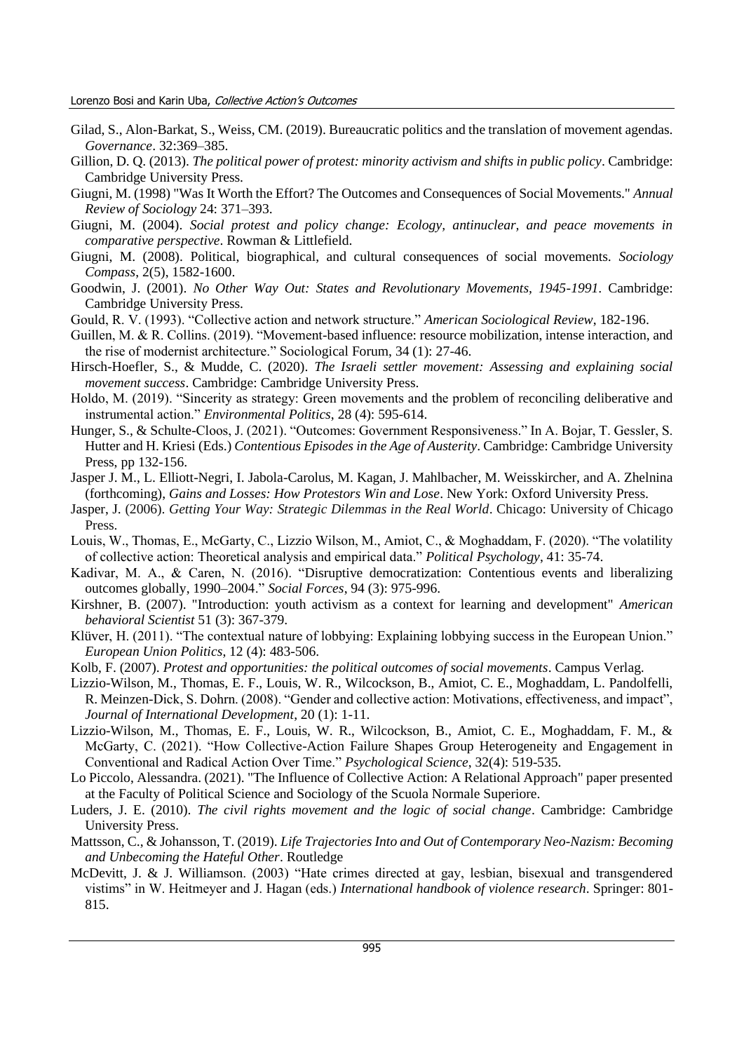Gilad, S., Alon-Barkat, S., Weiss, CM. (2019). Bureaucratic politics and the translation of movement agendas. *Governance*. 32:369–385.

Gillion, D. Q. (2013). *The political power of protest: minority activism and shifts in public policy*. Cambridge: Cambridge University Press.

Giugni, M. (1998) "Was It Worth the Effort? The Outcomes and Consequences of Social Movements." *Annual Review of Sociology* 24: 371–393.

Giugni, M. (2004). *Social protest and policy change: Ecology, antinuclear, and peace movements in comparative perspective*. Rowman & Littlefield.

Giugni, M. (2008). Political, biographical, and cultural consequences of social movements. *Sociology Compass*, 2(5), 1582-1600.

Goodwin, J. (2001). *No Other Way Out: States and Revolutionary Movements, 1945-1991*. Cambridge: Cambridge University Press.

Gould, R. V. (1993). "Collective action and network structure." *American Sociological Review*, 182-196.

Guillen, M. & R. Collins. (2019). "Movement-based influence: resource mobilization, intense interaction, and the rise of modernist architecture." Sociological Forum, 34 (1): 27-46.

Hirsch-Hoefler, S., & Mudde, C. (2020). *The Israeli settler movement: Assessing and explaining social movement success*. Cambridge: Cambridge University Press.

Holdo, M. (2019). "Sincerity as strategy: Green movements and the problem of reconciling deliberative and instrumental action." *Environmental Politics*, 28 (4): 595-614.

Hunger, S., & Schulte-Cloos, J. (2021). "Outcomes: Government Responsiveness." In A. Bojar, T. Gessler, S. Hutter and H. Kriesi (Eds.) *Contentious Episodes in the Age of Austerity*. Cambridge: Cambridge University Press, pp 132-156.

Jasper J. M., L. Elliott-Negri, I. Jabola-Carolus, M. Kagan, J. Mahlbacher, M. Weisskircher, and A. Zhelnina (forthcoming), *Gains and Losses: How Protestors Win and Lose*. New York: Oxford University Press.

Jasper, J. (2006). *Getting Your Way: Strategic Dilemmas in the Real World*. Chicago: University of Chicago Press.

Louis, W., Thomas, E., McGarty, C., Lizzio Wilson, M., Amiot, C., & Moghaddam, F. (2020). "The volatility of collective action: Theoretical analysis and empirical data." *Political Psychology*, 41: 35-74.

Kadivar, M. A., & Caren, N. (2016). "Disruptive democratization: Contentious events and liberalizing outcomes globally, 1990–2004." *Social Forces*, 94 (3): 975-996.

Kirshner, B. (2007). "Introduction: youth activism as a context for learning and development" *American behavioral Scientist* 51 (3): 367-379.

Klüver, H. (2011). "The contextual nature of lobbying: Explaining lobbying success in the European Union." *European Union Politics*, 12 (4): 483-506.

Kolb, F. (2007). *Protest and opportunities: the political outcomes of social movements*. Campus Verlag.

Lizzio-Wilson, M., Thomas, E. F., Louis, W. R., Wilcockson, B., Amiot, C. E., Moghaddam, L. Pandolfelli, R. Meinzen-Dick, S. Dohrn. (2008). "Gender and collective action: Motivations, effectiveness, and impact", *Journal of International Development*, 20 (1): 1-11.

Lizzio-Wilson, M., Thomas, E. F., Louis, W. R., Wilcockson, B., Amiot, C. E., Moghaddam, F. M., & McGarty, C. (2021). "How Collective-Action Failure Shapes Group Heterogeneity and Engagement in Conventional and Radical Action Over Time." *Psychological Science*, 32(4): 519-535.

Lo Piccolo, Alessandra. (2021). "The Influence of Collective Action: A Relational Approach" paper presented at the Faculty of Political Science and Sociology of the Scuola Normale Superiore.

Luders, J. E. (2010). *The civil rights movement and the logic of social change*. Cambridge: Cambridge University Press.

Mattsson, C., & Johansson, T. (2019). *Life Trajectories Into and Out of Contemporary Neo-Nazism: Becoming and Unbecoming the Hateful Other*. Routledge

McDevitt, J. & J. Williamson. (2003) "Hate crimes directed at gay, lesbian, bisexual and transgendered vistims" in W. Heitmeyer and J. Hagan (eds.) *International handbook of violence research*. Springer: 801-815.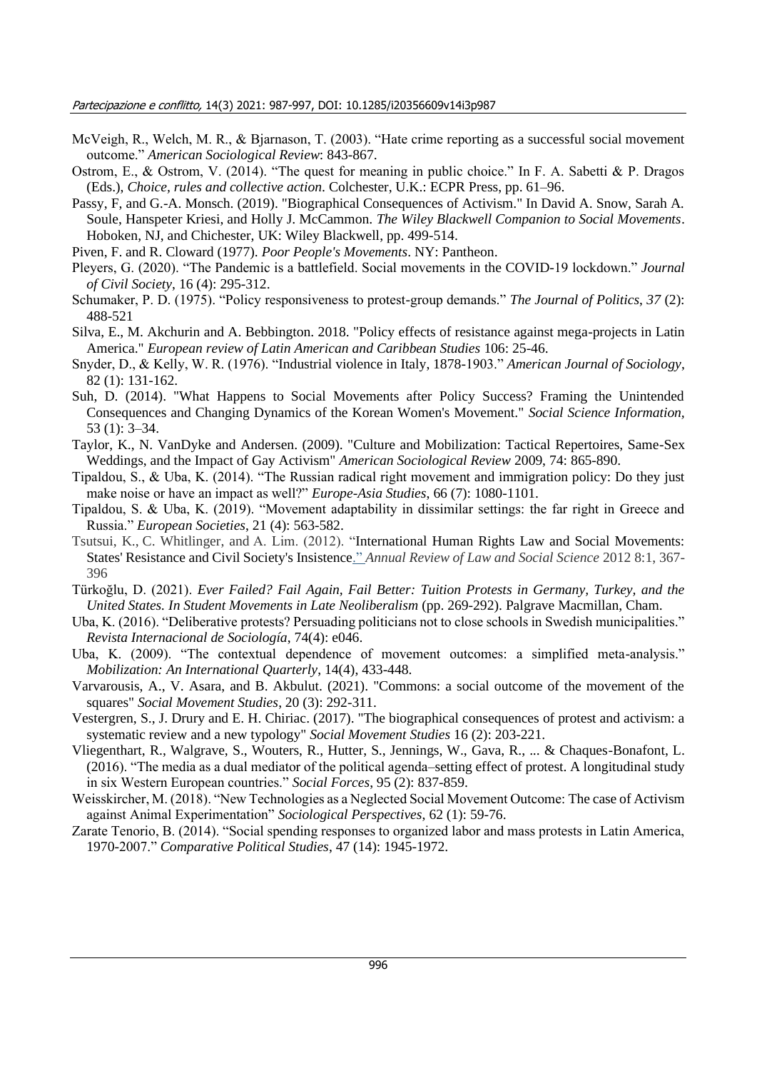McVeigh, R., Welch, M. R., & Bjarnason, T. (2003). "Hate crime reporting as a successful social movement outcome." *American Sociological Review*: 843-867.

Ostrom, E., & Ostrom, V. (2014). "The quest for meaning in public choice." In F. A. Sabetti & P. Dragos (Eds.), *Choice, rules and collective action*. Colchester, U.K.: ECPR Press, pp. 61–96.

Passy, F, and G.-A. Monsch. (2019). "Biographical Consequences of Activism." In David A. Snow, Sarah A. Soule, Hanspeter Kriesi, and Holly J. McCammon. *The Wiley Blackwell Companion to Social Movements*. Hoboken, NJ, and Chichester, UK: Wiley Blackwell, pp. 499-514.

Piven, F. and R. Cloward (1977). *Poor People's Movements*. NY: Pantheon.

Pleyers, G. (2020). "The Pandemic is a battlefield. Social movements in the COVID-19 lockdown." *Journal of Civil Society*, 16 (4): 295-312.

Schumaker, P. D. (1975). "Policy responsiveness to protest-group demands." *The Journal of Politics*, *37* (2): 488-521

Silva, E., M. Akchurin and A. Bebbington. 2018. "Policy effects of resistance against mega-projects in Latin America." *European review of Latin American and Caribbean Studies* 106: 25-46.

Snyder, D., & Kelly, W. R. (1976). "Industrial violence in Italy, 1878-1903." *American Journal of Sociology*, 82 (1): 131-162.

Suh, D. (2014). "What Happens to Social Movements after Policy Success? Framing the Unintended Consequences and Changing Dynamics of the Korean Women's Movement." *Social Science Information*, 53 (1): 3–34.

Taylor, K., N. VanDyke and Andersen. (2009). "Culture and Mobilization: Tactical Repertoires, Same-Sex Weddings, and the Impact of Gay Activism" *American Sociological Review* 2009, 74: 865-890.

Tipaldou, S., & Uba, K. (2014). "The Russian radical right movement and immigration policy: Do they just make noise or have an impact as well?" *Europe-Asia Studies*, 66 (7): 1080-1101.

Tipaldou, S. & Uba, K. (2019). "Movement adaptability in dissimilar settings: the far right in Greece and Russia." *European Societies*, 21 (4): 563-582.

Tsutsui, K., C. Whitlinger, and A. Lim. (2012). "International Human Rights Law and Social Movements: States' Resistance and Civil Society's Insistence." *Annual Review of Law and Social Science* 2012 8:1, 367-396

Türkoğlu, D. (2021). *Ever Failed? Fail Again, Fail Better: Tuition Protests in Germany, Turkey, and the United States. In Student Movements in Late Neoliberalism* (pp. 269-292). Palgrave Macmillan, Cham.

Uba, K. (2016). "Deliberative protests? Persuading politicians not to close schools in Swedish municipalities." *Revista Internacional de Sociología*, 74(4): e046.

Uba, K. (2009). "The contextual dependence of movement outcomes: a simplified meta-analysis." *Mobilization: An International Quarterly*, 14(4), 433-448.

Varvarousis, A., V. Asara, and B. Akbulut. (2021). "Commons: a social outcome of the movement of the squares" *Social Movement Studies*, 20 (3): 292-311.

Vestergren, S., J. Drury and E. H. Chiriac. (2017). "The biographical consequences of protest and activism: a systematic review and a new typology" *Social Movement Studies* 16 (2): 203-221.

Vliegenthart, R., Walgrave, S., Wouters, R., Hutter, S., Jennings, W., Gava, R., ... & Chaques-Bonafont, L. (2016). "The media as a dual mediator of the political agenda–setting effect of protest. A longitudinal study in six Western European countries." *Social Forces*, 95 (2): 837-859.

Weisskircher, M. (2018). "New Technologies as a Neglected Social Movement Outcome: The case of Activism against Animal Experimentation" *Sociological Perspectives*, 62 (1): 59-76.

Zarate Tenorio, B. (2014). "Social spending responses to organized labor and mass protests in Latin America, 1970-2007." *Comparative Political Studies*, 47 (14): 1945-1972.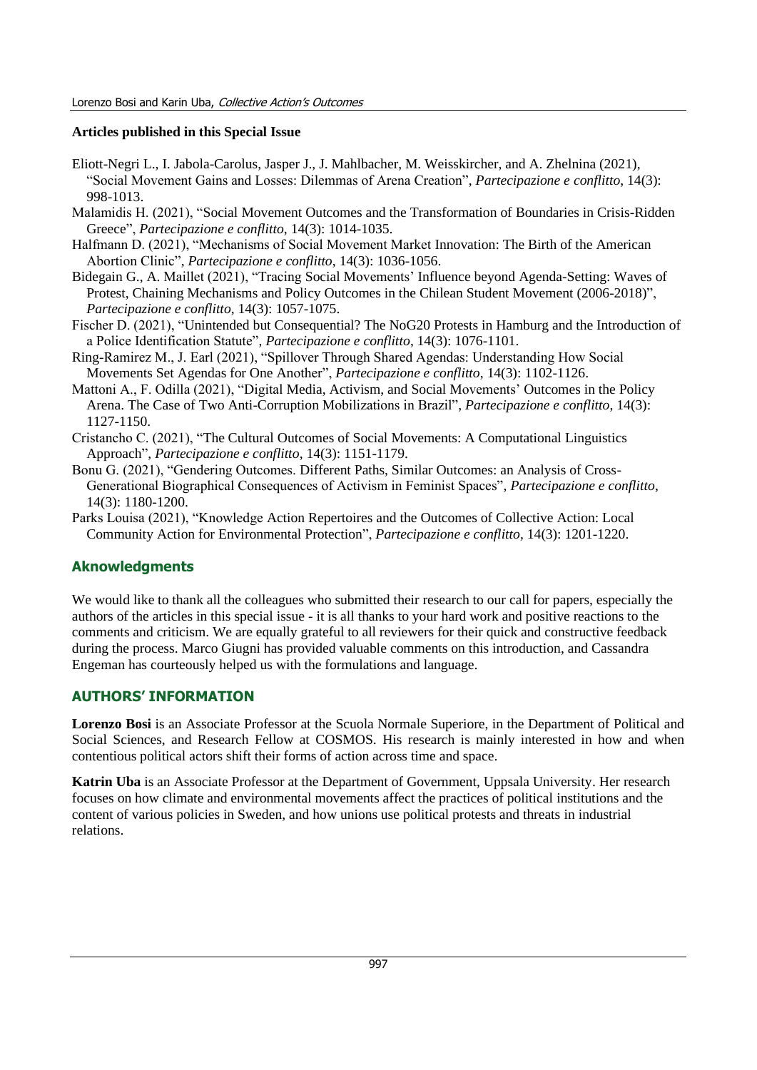**Articles published in this Special Issue**

Eliott-Negri L., I. Jabola-Carolus, Jasper J., J. Mahlbacher, M. Weisskircher, and A. Zhelnina (2021), "Social Movement Gains and Losses: Dilemmas of Arena Creation", *Partecipazione e conflitto*, 14(3): 998-1013.

Malamidis H. (2021), "Social Movement Outcomes and the Transformation of Boundaries in Crisis-Ridden Greece", *Partecipazione e conflitto*, 14(3): 1014-1035.

Halfmann D. (2021), "Mechanisms of Social Movement Market Innovation: The Birth of the American Abortion Clinic", *Partecipazione e conflitto*, 14(3): 1036-1056.

Bidegain G., A. Maillet (2021), "Tracing Social Movements' Influence beyond Agenda-Setting: Waves of Protest, Chaining Mechanisms and Policy Outcomes in the Chilean Student Movement (2006-2018)", *Partecipazione e conflitto*, 14(3): 1057-1075.

Fischer D. (2021), "Unintended but Consequential? The NoG20 Protests in Hamburg and the Introduction of a Police Identification Statute", *Partecipazione e conflitto*, 14(3): 1076-1101.

Ring-Ramirez M., J. Earl (2021), "Spillover Through Shared Agendas: Understanding How Social Movements Set Agendas for One Another", *Partecipazione e conflitto*, 14(3): 1102-1126.

Mattoni A., F. Odilla (2021), "Digital Media, Activism, and Social Movements' Outcomes in the Policy Arena. The Case of Two Anti-Corruption Mobilizations in Brazil", *Partecipazione e conflitto*, 14(3): 1127-1150.

Cristancho C. (2021), "The Cultural Outcomes of Social Movements: A Computational Linguistics Approach", *Partecipazione e conflitto*, 14(3): 1151-1179.

Bonu G. (2021), "Gendering Outcomes. Different Paths, Similar Outcomes: an Analysis of Cross-Generational Biographical Consequences of Activism in Feminist Spaces", *Partecipazione e conflitto*, 14(3): 1180-1200.

Parks Louisa (2021), "Knowledge Action Repertoires and the Outcomes of Collective Action: Local Community Action for Environmental Protection", *Partecipazione e conflitto*, 14(3): 1201-1220.

## Aknowledgments

We would like to thank all the colleagues who submitted their research to our call for papers, especially the authors of the articles in this special issue - it is all thanks to your hard work and positive reactions to the comments and criticism. We are equally grateful to all reviewers for their quick and constructive feedback during the process. Marco Giugni has provided valuable comments on this introduction, and Cassandra Engeman has courteously helped us with the formulations and language.

## AUTHORS' INFORMATION

**Lorenzo Bosi** is an Associate Professor at the Scuola Normale Superiore, in the Department of Political and Social Sciences, and Research Fellow at COSMOS. His research is mainly interested in how and when contentious political actors shift their forms of action across time and space.

**Katrin Uba** is an Associate Professor at the Department of Government, Uppsala University. Her research focuses on how climate and environmental movements affect the practices of political institutions and the content of various policies in Sweden, and how unions use political protests and threats in industrial relations.